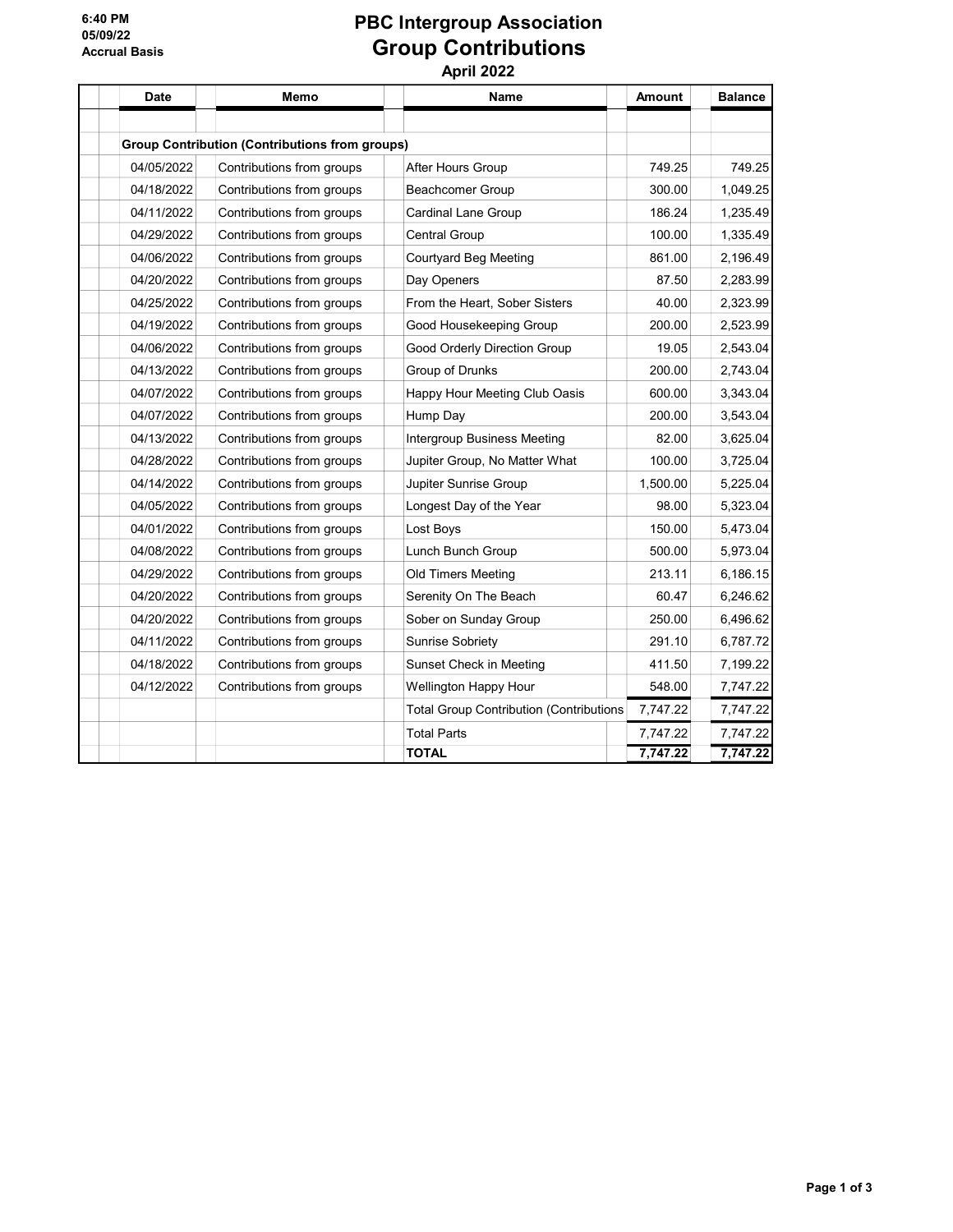6:40 PM
05/09/22
Accrual Basis

# PBC Intergroup Association
## Group Contributions
### April 2022

| Date | Memo | Name | Amount | Balance |
|---|---|---|---|---|
| **Group Contribution (Contributions from groups)** | | | | |
| 04/05/2022 | Contributions from groups | After Hours Group | 749.25 | 749.25 |
| 04/18/2022 | Contributions from groups | Beachcomer Group | 300.00 | 1,049.25 |
| 04/11/2022 | Contributions from groups | Cardinal Lane Group | 186.24 | 1,235.49 |
| 04/29/2022 | Contributions from groups | Central Group | 100.00 | 1,335.49 |
| 04/06/2022 | Contributions from groups | Courtyard Beg Meeting | 861.00 | 2,196.49 |
| 04/20/2022 | Contributions from groups | Day Openers | 87.50 | 2,283.99 |
| 04/25/2022 | Contributions from groups | From the Heart, Sober Sisters | 40.00 | 2,323.99 |
| 04/19/2022 | Contributions from groups | Good Housekeeping Group | 200.00 | 2,523.99 |
| 04/06/2022 | Contributions from groups | Good Orderly Direction Group | 19.05 | 2,543.04 |
| 04/13/2022 | Contributions from groups | Group of Drunks | 200.00 | 2,743.04 |
| 04/07/2022 | Contributions from groups | Happy Hour Meeting Club Oasis | 600.00 | 3,343.04 |
| 04/07/2022 | Contributions from groups | Hump Day | 200.00 | 3,543.04 |
| 04/13/2022 | Contributions from groups | Intergroup Business Meeting | 82.00 | 3,625.04 |
| 04/28/2022 | Contributions from groups | Jupiter Group, No Matter What | 100.00 | 3,725.04 |
| 04/14/2022 | Contributions from groups | Jupiter Sunrise Group | 1,500.00 | 5,225.04 |
| 04/05/2022 | Contributions from groups | Longest Day of the Year | 98.00 | 5,323.04 |
| 04/01/2022 | Contributions from groups | Lost Boys | 150.00 | 5,473.04 |
| 04/08/2022 | Contributions from groups | Lunch Bunch Group | 500.00 | 5,973.04 |
| 04/29/2022 | Contributions from groups | Old Timers Meeting | 213.11 | 6,186.15 |
| 04/20/2022 | Contributions from groups | Serenity On The Beach | 60.47 | 6,246.62 |
| 04/20/2022 | Contributions from groups | Sober on Sunday Group | 250.00 | 6,496.62 |
| 04/11/2022 | Contributions from groups | Sunrise Sobriety | 291.10 | 6,787.72 |
| 04/18/2022 | Contributions from groups | Sunset Check in Meeting | 411.50 | 7,199.22 |
| 04/12/2022 | Contributions from groups | Wellington Happy Hour | 548.00 | 7,747.22 |
| | | Total Group Contribution (Contributions | 7,747.22 | 7,747.22 |
| | | Total Parts | 7,747.22 | 7,747.22 |
| | | **TOTAL** | **7,747.22** | **7,747.22** |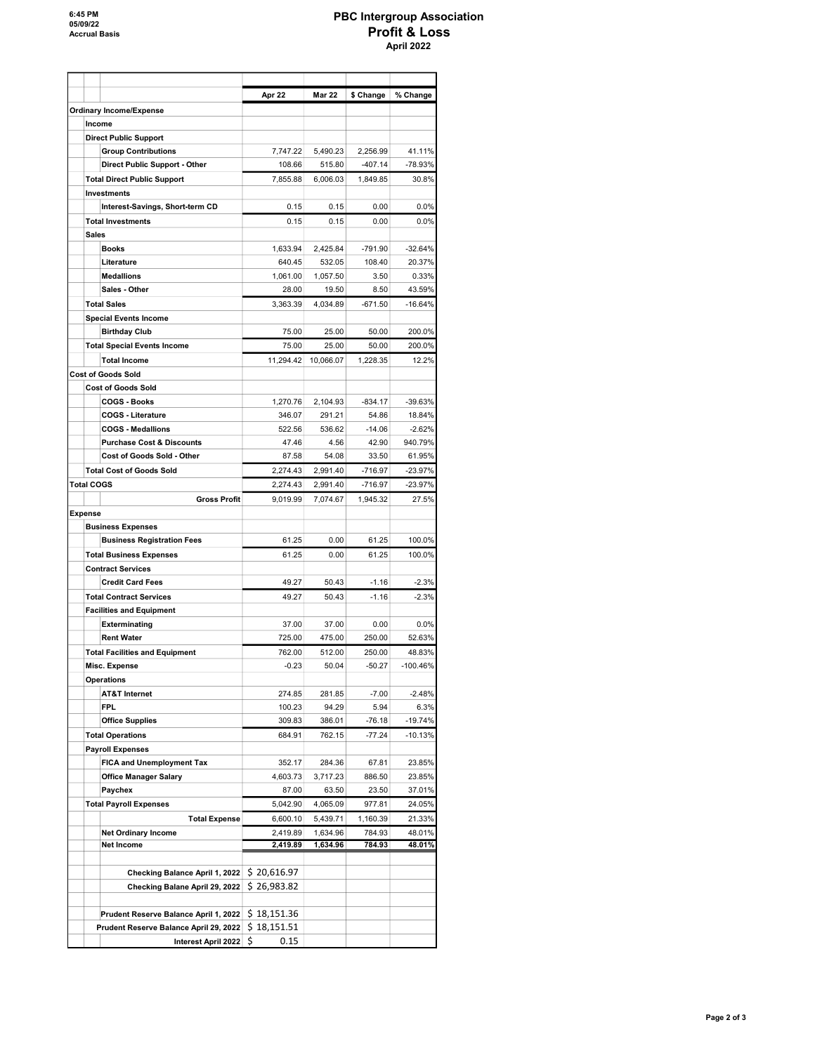6:45 PM
05/09/22
Accrual Basis

# PBC Intergroup Association
## Profit & Loss
### April 2022

| | Apr 22 | Mar 22 | $ Change | % Change |
|---|---|---|---|---|
| **Ordinary Income/Expense** | | | | |
| **Income** | | | | |
| **Direct Public Support** | | | | |
| **Group Contributions** | 7,747.22 | 5,490.23 | 2,256.99 | 41.11% |
| **Direct Public Support - Other** | 108.66 | 515.80 | -407.14 | -78.93% |
| **Total Direct Public Support** | 7,855.88 | 6,006.03 | 1,849.85 | 30.8% |
| **Investments** | | | | |
| **Interest-Savings, Short-term CD** | 0.15 | 0.15 | 0.00 | 0.0% |
| **Total Investments** | 0.15 | 0.15 | 0.00 | 0.0% |
| **Sales** | | | | |
| **Books** | 1,633.94 | 2,425.84 | -791.90 | -32.64% |
| **Literature** | 640.45 | 532.05 | 108.40 | 20.37% |
| **Medallions** | 1,061.00 | 1,057.50 | 3.50 | 0.33% |
| **Sales - Other** | 28.00 | 19.50 | 8.50 | 43.59% |
| **Total Sales** | 3,363.39 | 4,034.89 | -671.50 | -16.64% |
| **Special Events Income** | | | | |
| **Birthday Club** | 75.00 | 25.00 | 50.00 | 200.0% |
| **Total Special Events Income** | 75.00 | 25.00 | 50.00 | 200.0% |
| **Total Income** | 11,294.42 | 10,066.07 | 1,228.35 | 12.2% |
| **Cost of Goods Sold** | | | | |
| **Cost of Goods Sold** | | | | |
| **COGS - Books** | 1,270.76 | 2,104.93 | -834.17 | -39.63% |
| **COGS - Literature** | 346.07 | 291.21 | 54.86 | 18.84% |
| **COGS - Medallions** | 522.56 | 536.62 | -14.06 | -2.62% |
| **Purchase Cost & Discounts** | 47.46 | 4.56 | 42.90 | 940.79% |
| **Cost of Goods Sold - Other** | 87.58 | 54.08 | 33.50 | 61.95% |
| **Total Cost of Goods Sold** | 2,274.43 | 2,991.40 | -716.97 | -23.97% |
| **Total COGS** | 2,274.43 | 2,991.40 | -716.97 | -23.97% |
| **Gross Profit** | 9,019.99 | 7,074.67 | 1,945.32 | 27.5% |
| **Expense** | | | | |
| **Business Expenses** | | | | |
| **Business Registration Fees** | 61.25 | 0.00 | 61.25 | 100.0% |
| **Total Business Expenses** | 61.25 | 0.00 | 61.25 | 100.0% |
| **Contract Services** | | | | |
| **Credit Card Fees** | 49.27 | 50.43 | -1.16 | -2.3% |
| **Total Contract Services** | 49.27 | 50.43 | -1.16 | -2.3% |
| **Facilities and Equipment** | | | | |
| **Exterminating** | 37.00 | 37.00 | 0.00 | 0.0% |
| **Rent Water** | 725.00 | 475.00 | 250.00 | 52.63% |
| **Total Facilities and Equipment** | 762.00 | 512.00 | 250.00 | 48.83% |
| **Misc. Expense** | -0.23 | 50.04 | -50.27 | -100.46% |
| **Operations** | | | | |
| **AT&T Internet** | 274.85 | 281.85 | -7.00 | -2.48% |
| **FPL** | 100.23 | 94.29 | 5.94 | 6.3% |
| **Office Supplies** | 309.83 | 386.01 | -76.18 | -19.74% |
| **Total Operations** | 684.91 | 762.15 | -77.24 | -10.13% |
| **Payroll Expenses** | | | | |
| **FICA and Unemployment Tax** | 352.17 | 284.36 | 67.81 | 23.85% |
| **Office Manager Salary** | 4,603.73 | 3,717.23 | 886.50 | 23.85% |
| **Paychex** | 87.00 | 63.50 | 23.50 | 37.01% |
| **Total Payroll Expenses** | 5,042.90 | 4,065.09 | 977.81 | 24.05% |
| **Total Expense** | 6,600.10 | 5,439.71 | 1,160.39 | 21.33% |
| **Net Ordinary Income** | 2,419.89 | 1,634.96 | 784.93 | 48.01% |
| **Net Income** | **2,419.89** | **1,634.96** | **784.93** | **48.01%** |
| | | | | |
| **Checking Balance April 1, 2022** | $ 20,616.97 | | | |
| **Checking Balane April 29, 2022** | $ 26,983.82 | | | |
| | | | | |
| **Prudent Reserve Balance April 1, 2022** | $ 18,151.36 | | | |
| **Prudent Reserve Balance April 29, 2022** | $ 18,151.51 | | | |
| **Interest April 2022** | $ 0.15 | | | |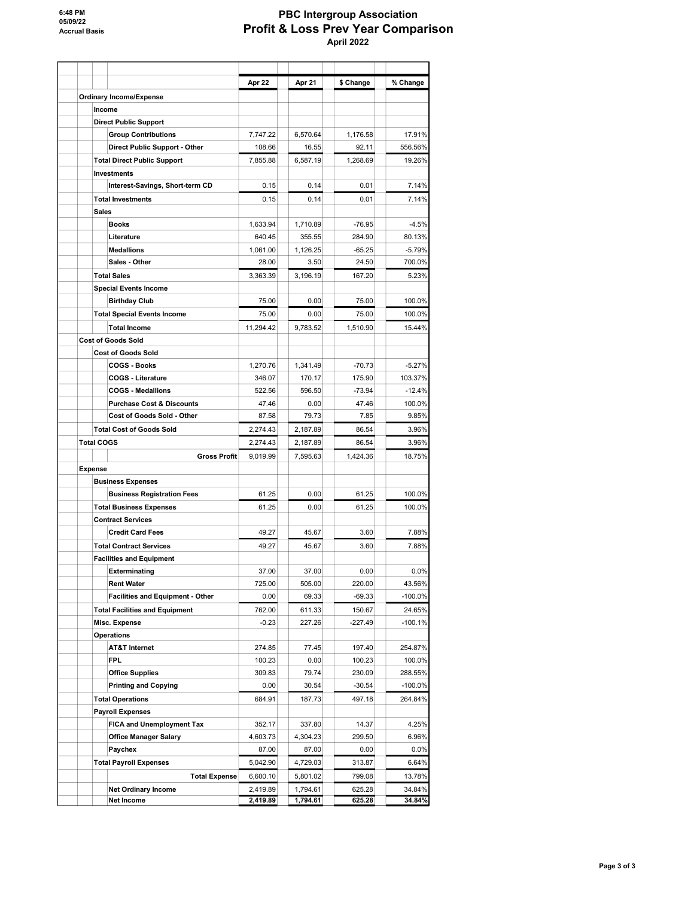6:48 PM
05/09/22
Accrual Basis

# PBC Intergroup Association
## Profit & Loss Prev Year Comparison
### April 2022

| | Apr 22 | Apr 21 | $ Change | % Change |
|---|---|---|---|---|
| **Ordinary Income/Expense** | | | | |
| **Income** | | | | |
| **Direct Public Support** | | | | |
| **Group Contributions** | 7,747.22 | 6,570.64 | 1,176.58 | 17.91% |
| **Direct Public Support - Other** | 108.66 | 16.55 | 92.11 | 556.56% |
| **Total Direct Public Support** | 7,855.88 | 6,587.19 | 1,268.69 | 19.26% |
| **Investments** | | | | |
| **Interest-Savings, Short-term CD** | 0.15 | 0.14 | 0.01 | 7.14% |
| **Total Investments** | 0.15 | 0.14 | 0.01 | 7.14% |
| **Sales** | | | | |
| **Books** | 1,633.94 | 1,710.89 | -76.95 | -4.5% |
| **Literature** | 640.45 | 355.55 | 284.90 | 80.13% |
| **Medallions** | 1,061.00 | 1,126.25 | -65.25 | -5.79% |
| **Sales - Other** | 28.00 | 3.50 | 24.50 | 700.0% |
| **Total Sales** | 3,363.39 | 3,196.19 | 167.20 | 5.23% |
| **Special Events Income** | | | | |
| **Birthday Club** | 75.00 | 0.00 | 75.00 | 100.0% |
| **Total Special Events Income** | 75.00 | 0.00 | 75.00 | 100.0% |
| **Total Income** | 11,294.42 | 9,783.52 | 1,510.90 | 15.44% |
| **Cost of Goods Sold** | | | | |
| **Cost of Goods Sold** | | | | |
| **COGS - Books** | 1,270.76 | 1,341.49 | -70.73 | -5.27% |
| **COGS - Literature** | 346.07 | 170.17 | 175.90 | 103.37% |
| **COGS - Medallions** | 522.56 | 596.50 | -73.94 | -12.4% |
| **Purchase Cost & Discounts** | 47.46 | 0.00 | 47.46 | 100.0% |
| **Cost of Goods Sold - Other** | 87.58 | 79.73 | 7.85 | 9.85% |
| **Total Cost of Goods Sold** | 2,274.43 | 2,187.89 | 86.54 | 3.96% |
| **Total COGS** | 2,274.43 | 2,187.89 | 86.54 | 3.96% |
| **Gross Profit** | 9,019.99 | 7,595.63 | 1,424.36 | 18.75% |
| **Expense** | | | | |
| **Business Expenses** | | | | |
| **Business Registration Fees** | 61.25 | 0.00 | 61.25 | 100.0% |
| **Total Business Expenses** | 61.25 | 0.00 | 61.25 | 100.0% |
| **Contract Services** | | | | |
| **Credit Card Fees** | 49.27 | 45.67 | 3.60 | 7.88% |
| **Total Contract Services** | 49.27 | 45.67 | 3.60 | 7.88% |
| **Facilities and Equipment** | | | | |
| **Exterminating** | 37.00 | 37.00 | 0.00 | 0.0% |
| **Rent Water** | 725.00 | 505.00 | 220.00 | 43.56% |
| **Facilities and Equipment - Other** | 0.00 | 69.33 | -69.33 | -100.0% |
| **Total Facilities and Equipment** | 762.00 | 611.33 | 150.67 | 24.65% |
| **Misc. Expense** | -0.23 | 227.26 | -227.49 | -100.1% |
| **Operations** | | | | |
| **AT&T Internet** | 274.85 | 77.45 | 197.40 | 254.87% |
| **FPL** | 100.23 | 0.00 | 100.23 | 100.0% |
| **Office Supplies** | 309.83 | 79.74 | 230.09 | 288.55% |
| **Printing and Copying** | 0.00 | 30.54 | -30.54 | -100.0% |
| **Total Operations** | 684.91 | 187.73 | 497.18 | 264.84% |
| **Payroll Expenses** | | | | |
| **FICA and Unemployment Tax** | 352.17 | 337.80 | 14.37 | 4.25% |
| **Office Manager Salary** | 4,603.73 | 4,304.23 | 299.50 | 6.96% |
| **Paychex** | 87.00 | 87.00 | 0.00 | 0.0% |
| **Total Payroll Expenses** | 5,042.90 | 4,729.03 | 313.87 | 6.64% |
| **Total Expense** | 6,600.10 | 5,801.02 | 799.08 | 13.78% |
| **Net Ordinary Income** | 2,419.89 | 1,794.61 | 625.28 | 34.84% |
| **Net Income** | **2,419.89** | **1,794.61** | **625.28** | **34.84%** |